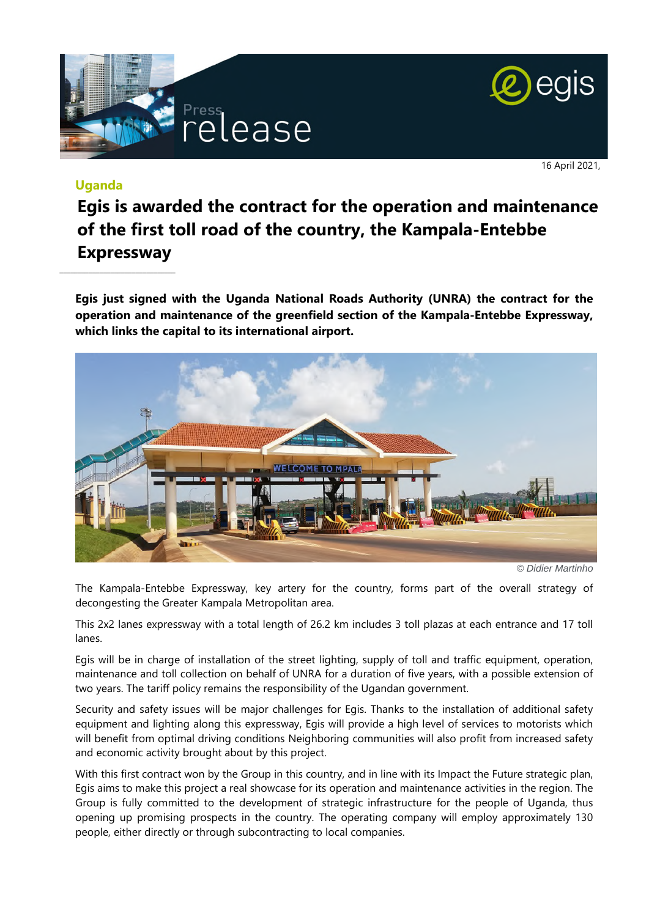16 April 2021,

**Uganda**

# Egis is awarded the contract for the operation and maintenance of the first toll road of the country, the Kampala-Entebbe Expressway

**Egis just signed with the Uganda National Roads Authority (UNRA) the contract for the operation and maintenance of the greenfield section of the Kampala-Entebbe Expressway, which links the capital to its international airport.**

© Didier Martinho

The Kampala-Entebbe Expressway, key artery for the country, forms part of the overall strategy of decongesting the Greater Kampala Metropolitan area.

This 2x2 lanes expressway with a total length of 26.2 km includes 3 toll plazas at each entrance and 17 toll lanes.

Egis will be in charge of installation of the street lighting, supply of toll and traffic equipment, operation, maintenance and toll collection on behalf of UNRA for a duration of five years, with a possible extension of two years. The tariff policy remains the responsibility of the Ugandan government.

Security and safety issues will be major challenges for Egis. Thanks to the installation of additional safety equipment and lighting along this expressway, Egis will provide a high level of services to motorists which will benefit from optimal driving conditions Neighboring communities will also profit from increased safety and economic activity brought about by this project.

With this first contract won by the Group in this country, and in line with its Impact the Future strategic plan, Egis aims to make this project a real showcase for its operation and maintenance activities in the region. The Group is fully committed to the development of strategic infrastructure for the people of Uganda, thus opening up promising prospects in the country. The operating company will employ approximately 130 people, either directly or through subcontracting to local companies.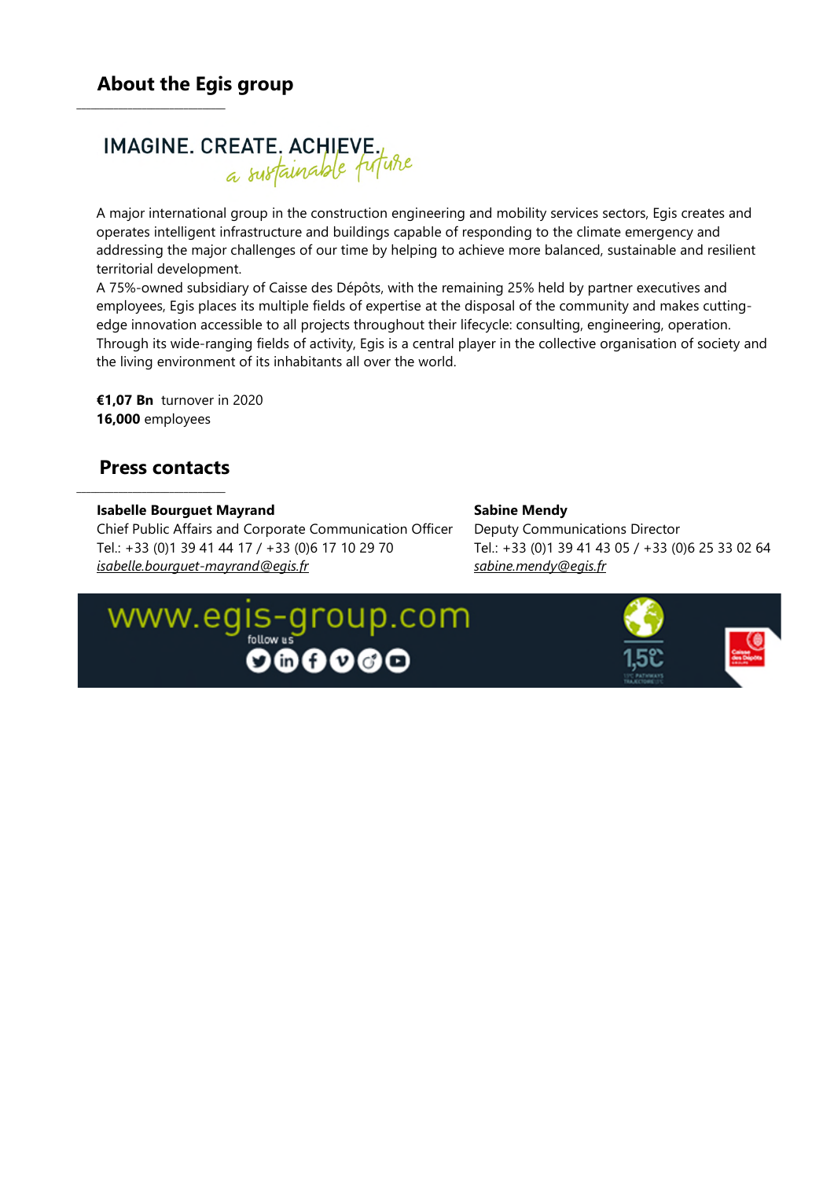## About the Egis group

IMAGINE. CREATE. ACHIEVE.
*a sustainable future*

A major international group in the construction engineering and mobility services sectors, Egis creates and operates intelligent infrastructure and buildings capable of responding to the climate emergency and addressing the major challenges of our time by helping to achieve more balanced, sustainable and resilient territorial development.
A 75%-owned subsidiary of Caisse des Dépôts, with the remaining 25% held by partner executives and employees, Egis places its multiple fields of expertise at the disposal of the community and makes cutting-edge innovation accessible to all projects throughout their lifecycle: consulting, engineering, operation.
Through its wide-ranging fields of activity, Egis is a central player in the collective organisation of society and the living environment of its inhabitants all over the world.

**€1,07 Bn** turnover in 2020
**16,000** employees

## Press contacts

**Isabelle Bourguet Mayrand**
Chief Public Affairs and Corporate Communication Officer
Tel.: +33 (0)1 39 41 44 17 / +33 (0)6 17 10 29 70
*isabelle.bourguet-mayrand@egis.fr*

**Sabine Mendy**
Deputy Communications Director
Tel.: +33 (0)1 39 41 43 05 / +33 (0)6 25 33 02 64
*sabine.mendy@egis.fr*

www.egis-group.com
follow us